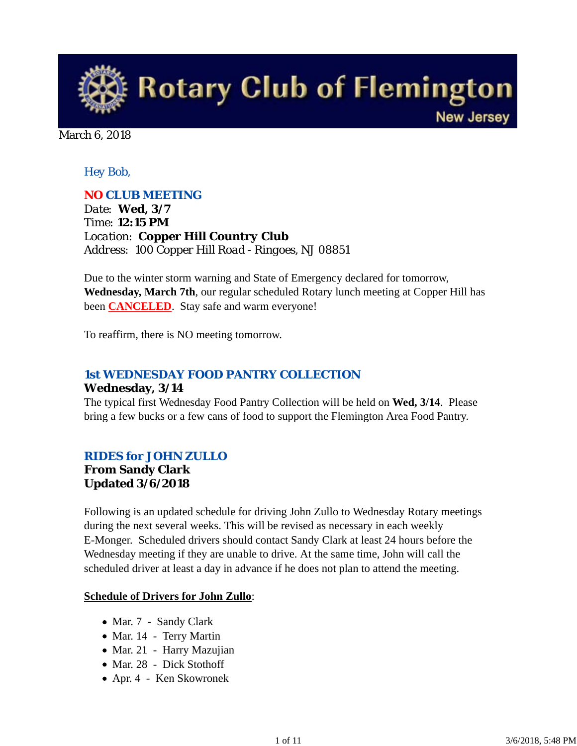# Rotary Club of Flemington

New Jersey

March 6, 2018

*Hey Bob,*

## NO CLUB MEETING

Date: **Wed, 3/7**
Time: **12:15 PM**
Location: **Copper Hill Country Club**
Address: 100 Copper Hill Road - Ringoes, NJ 08851

Due to the winter storm warning and State of Emergency declared for tomorrow, **Wednesday, March 7th**, our regular scheduled Rotary lunch meeting at Copper Hill has been **CANCELED**. Stay safe and warm everyone!

To reaffirm, there is NO meeting tomorrow.

## 1st WEDNESDAY FOOD PANTRY COLLECTION

**Wednesday, 3/14**

The typical first Wednesday Food Pantry Collection will be held on **Wed, 3/14**. Please bring a few bucks or a few cans of food to support the Flemington Area Food Pantry.

## RIDES for JOHN ZULLO

**From Sandy Clark**
**Updated 3/6/2018**

Following is an updated schedule for driving John Zullo to Wednesday Rotary meetings during the next several weeks. This will be revised as necessary in each weekly E-Monger. Scheduled drivers should contact Sandy Clark at least 24 hours before the Wednesday meeting if they are unable to drive. At the same time, John will call the scheduled driver at least a day in advance if he does not plan to attend the meeting.

**Schedule of Drivers for John Zullo**:

- Mar. 7 - Sandy Clark
- Mar. 14 - Terry Martin
- Mar. 21 - Harry Mazujian
- Mar. 28 - Dick Stothoff
- Apr. 4 - Ken Skowronek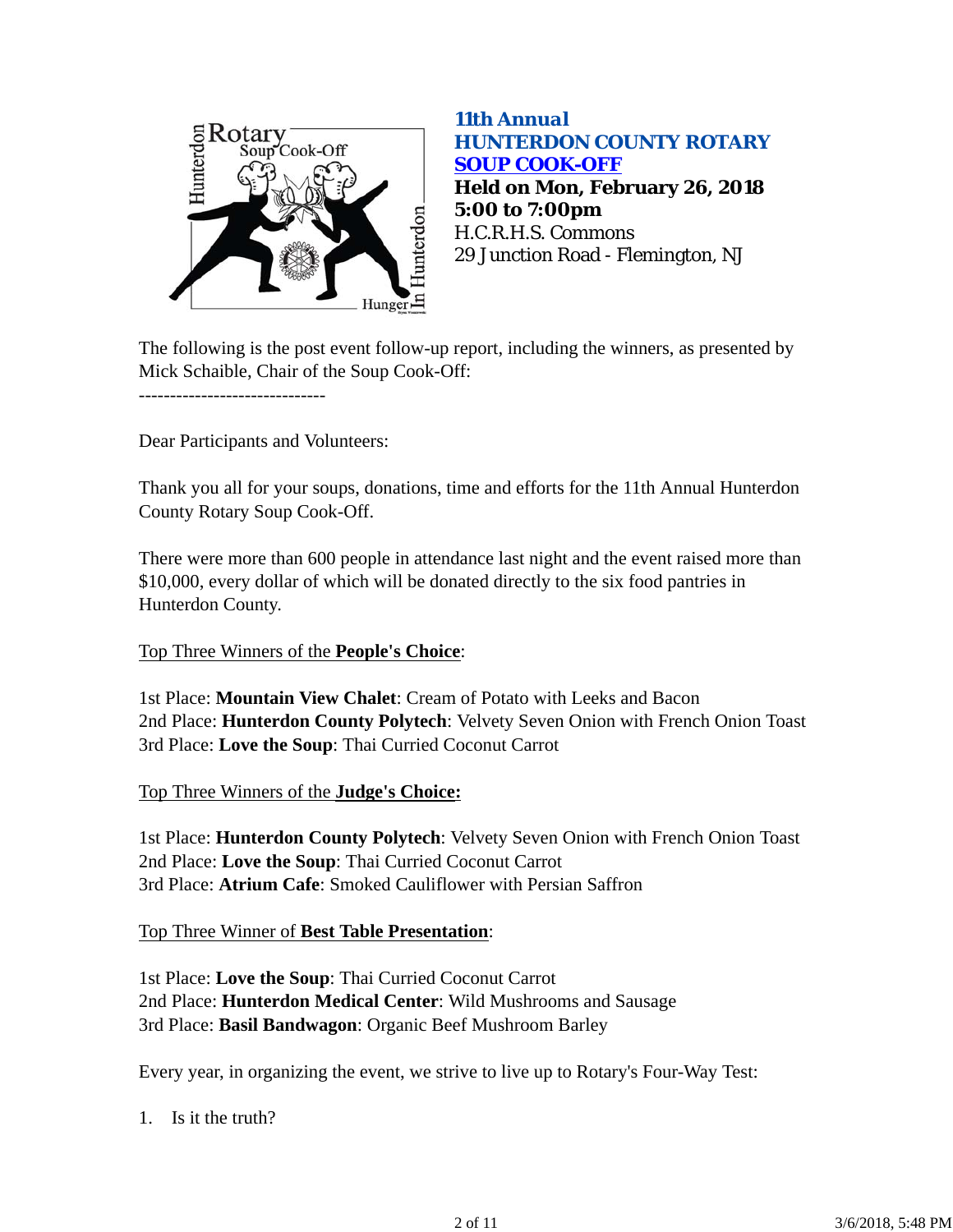**11th Annual**
**HUNTERDON COUNTY ROTARY**
**SOUP COOK-OFF**
**Held on Mon, February 26, 2018**
**5:00 to 7:00pm**
H.C.R.H.S. Commons
29 Junction Road - Flemington, NJ

The following is the post event follow-up report, including the winners, as presented by Mick Schaible, Chair of the Soup Cook-Off:

------------------------------

Dear Participants and Volunteers:

Thank you all for your soups, donations, time and efforts for the 11th Annual Hunterdon County Rotary Soup Cook-Off.

There were more than 600 people in attendance last night and the event raised more than $10,000, every dollar of which will be donated directly to the six food pantries in Hunterdon County.

Top Three Winners of the **People's Choice**:

1st Place: **Mountain View Chalet**: Cream of Potato with Leeks and Bacon
2nd Place: **Hunterdon County Polytech**: Velvety Seven Onion with French Onion Toast
3rd Place: **Love the Soup**: Thai Curried Coconut Carrot

Top Three Winners of the **Judge's Choice:**

1st Place: **Hunterdon County Polytech**: Velvety Seven Onion with French Onion Toast
2nd Place: **Love the Soup**: Thai Curried Coconut Carrot
3rd Place: **Atrium Cafe**: Smoked Cauliflower with Persian Saffron

Top Three Winner of **Best Table Presentation**:

1st Place: **Love the Soup**: Thai Curried Coconut Carrot
2nd Place: **Hunterdon Medical Center**: Wild Mushrooms and Sausage
3rd Place: **Basil Bandwagon**: Organic Beef Mushroom Barley

Every year, in organizing the event, we strive to live up to Rotary's Four-Way Test:

1. Is it the truth?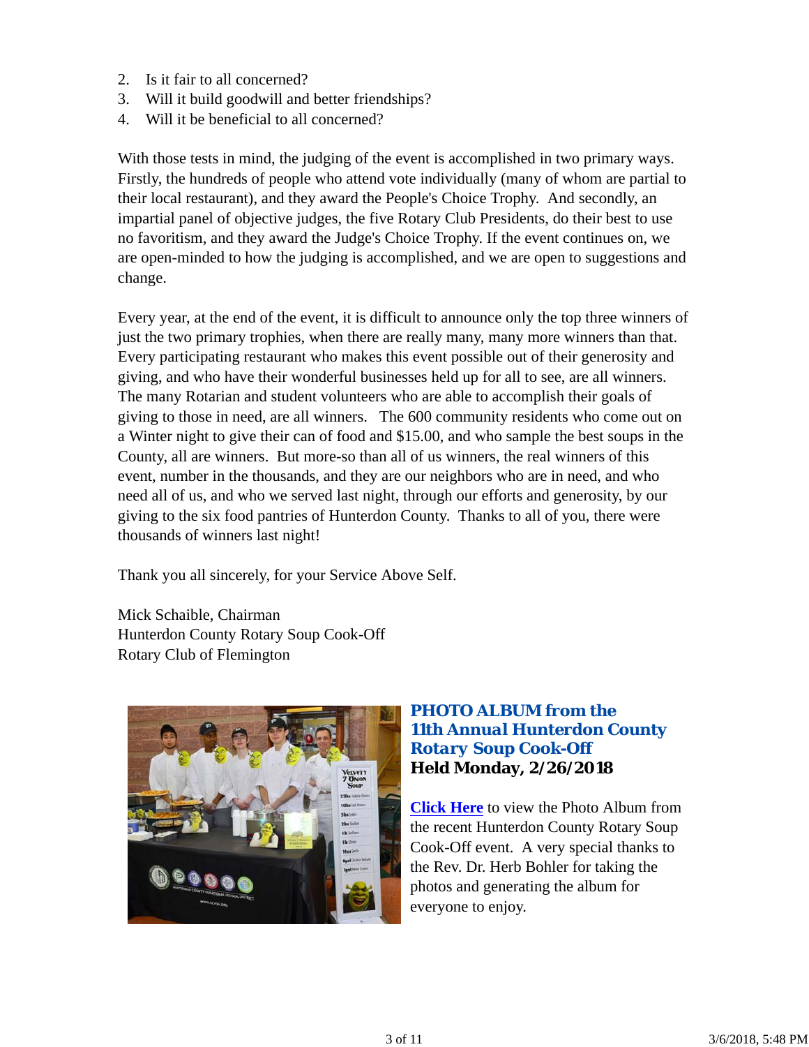2. Is it fair to all concerned?
3. Will it build goodwill and better friendships?
4. Will it be beneficial to all concerned?

With those tests in mind, the judging of the event is accomplished in two primary ways. Firstly, the hundreds of people who attend vote individually (many of whom are partial to their local restaurant), and they award the People's Choice Trophy. And secondly, an impartial panel of objective judges, the five Rotary Club Presidents, do their best to use no favoritism, and they award the Judge's Choice Trophy. If the event continues on, we are open-minded to how the judging is accomplished, and we are open to suggestions and change.

Every year, at the end of the event, it is difficult to announce only the top three winners of just the two primary trophies, when there are really many, many more winners than that. Every participating restaurant who makes this event possible out of their generosity and giving, and who have their wonderful businesses held up for all to see, are all winners. The many Rotarian and student volunteers who are able to accomplish their goals of giving to those in need, are all winners. The 600 community residents who come out on a Winter night to give their can of food and $15.00, and who sample the best soups in the County, all are winners. But more-so than all of us winners, the real winners of this event, number in the thousands, and they are our neighbors who are in need, and who need all of us, and who we served last night, through our efforts and generosity, by our giving to the six food pantries of Hunterdon County. Thanks to all of you, there were thousands of winners last night!

Thank you all sincerely, for your Service Above Self.

Mick Schaible, Chairman
Hunterdon County Rotary Soup Cook-Off
Rotary Club of Flemington

### *PHOTO ALBUM from the 11th Annual Hunterdon County Rotary Soup Cook-Off*
**Held Monday, 2/26/2018**

**Click Here** to view the Photo Album from the recent Hunterdon County Rotary Soup Cook-Off event. A very special thanks to the Rev. Dr. Herb Bohler for taking the photos and generating the album for everyone to enjoy.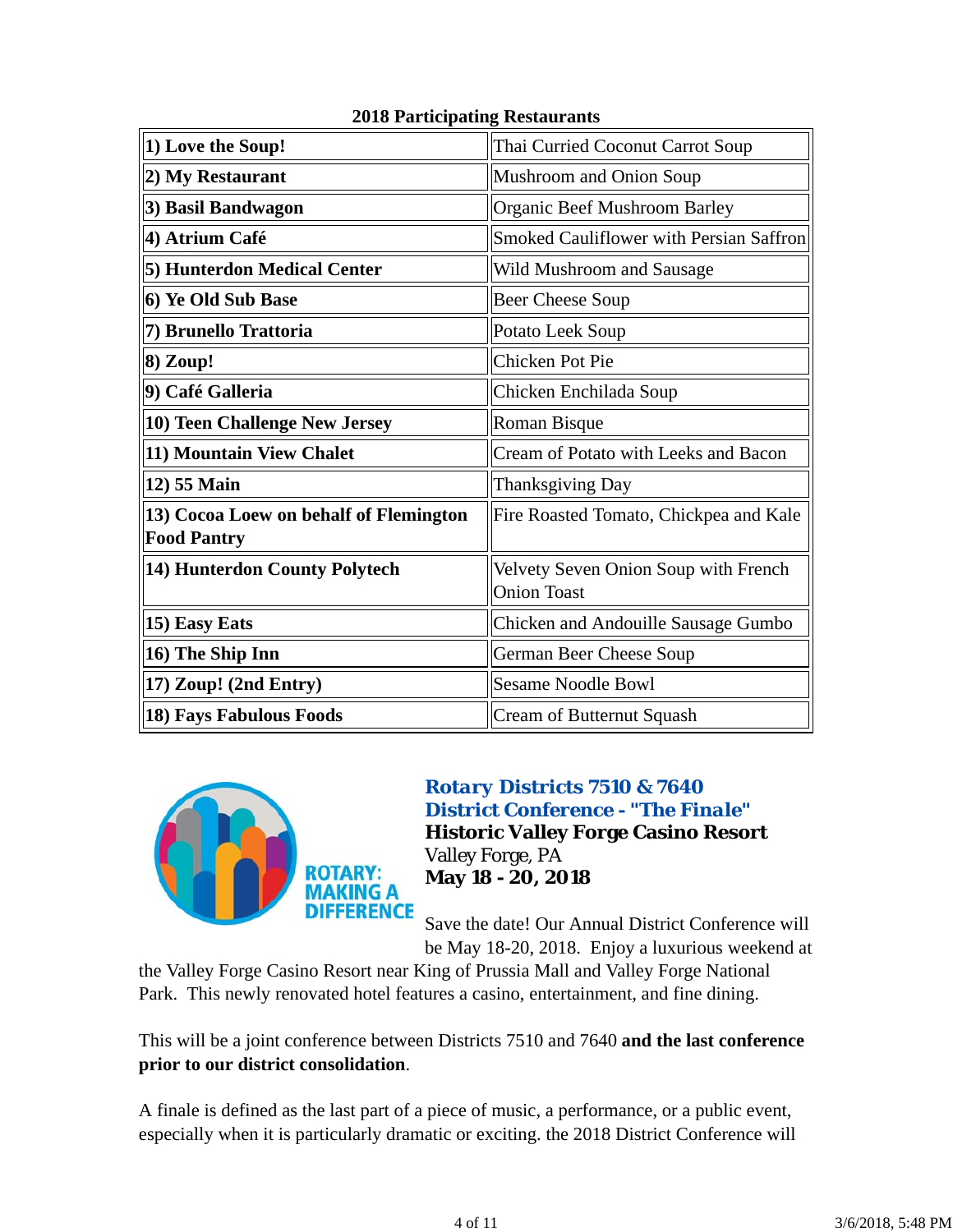**2018 Participating Restaurants**

| | |
|---|---|
| **1) Love the Soup!** | Thai Curried Coconut Carrot Soup |
| **2) My Restaurant** | Mushroom and Onion Soup |
| **3) Basil Bandwagon** | Organic Beef Mushroom Barley |
| **4) Atrium Café** | Smoked Cauliflower with Persian Saffron |
| **5) Hunterdon Medical Center** | Wild Mushroom and Sausage |
| **6) Ye Old Sub Base** | Beer Cheese Soup |
| **7) Brunello Trattoria** | Potato Leek Soup |
| **8) Zoup!** | Chicken Pot Pie |
| **9) Café Galleria** | Chicken Enchilada Soup |
| **10) Teen Challenge New Jersey** | Roman Bisque |
| **11) Mountain View Chalet** | Cream of Potato with Leeks and Bacon |
| **12) 55 Main** | Thanksgiving Day |
| **13) Cocoa Loew on behalf of Flemington Food Pantry** | Fire Roasted Tomato, Chickpea and Kale |
| **14) Hunterdon County Polytech** | Velvety Seven Onion Soup with French Onion Toast |
| **15) Easy Eats** | Chicken and Andouille Sausage Gumbo |
| **16) The Ship Inn** | German Beer Cheese Soup |
| **17) Zoup! (2nd Entry)** | Sesame Noodle Bowl |
| **18) Fays Fabulous Foods** | Cream of Butternut Squash |

ROTARY: MAKING A DIFFERENCE

**Rotary Districts 7510 & 7640**
**District Conference - "The Finale"**
**Historic Valley Forge Casino Resort**
Valley Forge, PA
**May 18 - 20, 2018**

Save the date! Our Annual District Conference will be May 18-20, 2018. Enjoy a luxurious weekend at the Valley Forge Casino Resort near King of Prussia Mall and Valley Forge National Park. This newly renovated hotel features a casino, entertainment, and fine dining.

This will be a joint conference between Districts 7510 and 7640 **and the last conference prior to our district consolidation**.

A finale is defined as the last part of a piece of music, a performance, or a public event, especially when it is particularly dramatic or exciting. the 2018 District Conference will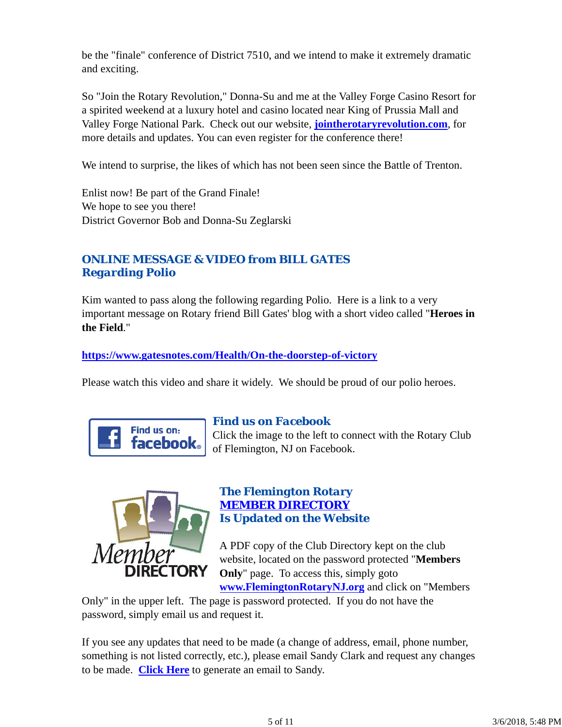be the "finale" conference of District 7510, and we intend to make it extremely dramatic and exciting.

So "Join the Rotary Revolution," Donna-Su and me at the Valley Forge Casino Resort for a spirited weekend at a luxury hotel and casino located near King of Prussia Mall and Valley Forge National Park. Check out our website, **[jointherotaryrevolution.com](http://jointherotaryrevolution.com)**, for more details and updates. You can even register for the conference there!

We intend to surprise, the likes of which has not been seen since the Battle of Trenton.

Enlist now! Be part of the Grand Finale!
We hope to see you there!
District Governor Bob and Donna-Su Zeglarski

### ONLINE MESSAGE & VIDEO from BILL GATES Regarding Polio

Kim wanted to pass along the following regarding Polio. Here is a link to a very important message on Rotary friend Bill Gates' blog with a short video called "**Heroes in the Field**."

**[https://www.gatesnotes.com/Health/On-the-doorstep-of-victory](https://www.gatesnotes.com/Health/On-the-doorstep-of-victory)**

Please watch this video and share it widely. We should be proud of our polio heroes.

### Find us on Facebook

Click the image to the left to connect with the Rotary Club of Flemington, NJ on Facebook.

### The Flemington Rotary MEMBER DIRECTORY Is Updated on the Website

A PDF copy of the Club Directory kept on the club website, located on the password protected "**Members Only**" page. To access this, simply goto **[www.FlemingtonRotaryNJ.org](http://www.FlemingtonRotaryNJ.org)** and click on "Members Only" in the upper left. The page is password protected. If you do not have the password, simply email us and request it.

If you see any updates that need to be made (a change of address, email, phone number, something is not listed correctly, etc.), please email Sandy Clark and request any changes to be made. **Click Here** to generate an email to Sandy.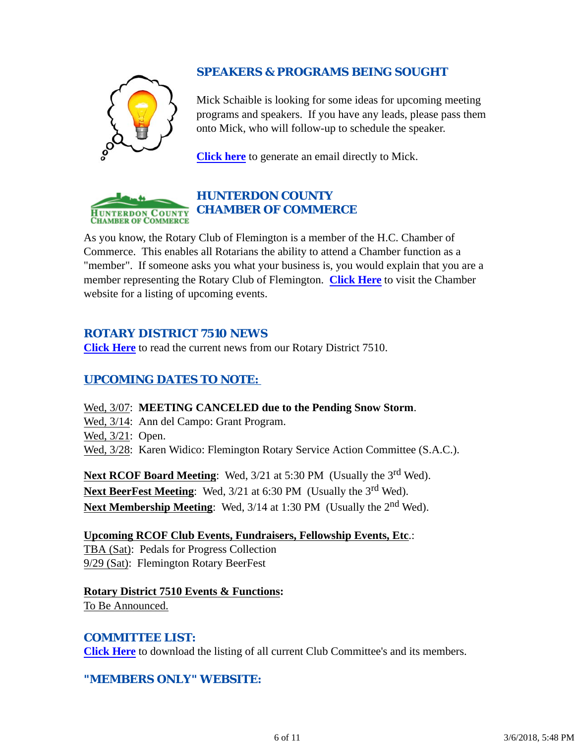## SPEAKERS & PROGRAMS BEING SOUGHT

Mick Schaible is looking for some ideas for upcoming meeting programs and speakers. If you have any leads, please pass them onto Mick, who will follow-up to schedule the speaker.

**Click here** to generate an email directly to Mick.

## HUNTERDON COUNTY CHAMBER OF COMMERCE

As you know, the Rotary Club of Flemington is a member of the H.C. Chamber of Commerce. This enables all Rotarians the ability to attend a Chamber function as a "member". If someone asks you what your business is, you would explain that you are a member representing the Rotary Club of Flemington. **Click Here** to visit the Chamber website for a listing of upcoming events.

## ROTARY DISTRICT 7510 NEWS

**Click Here** to read the current news from our Rotary District 7510.

## UPCOMING DATES TO NOTE:

Wed, 3/07: **MEETING CANCELED due to the Pending Snow Storm**.
Wed, 3/14: Ann del Campo: Grant Program.
Wed, 3/21: Open.
Wed, 3/28: Karen Widico: Flemington Rotary Service Action Committee (S.A.C.).

**Next RCOF Board Meeting**: Wed, 3/21 at 5:30 PM (Usually the 3rd Wed).
**Next BeerFest Meeting**: Wed, 3/21 at 6:30 PM (Usually the 3rd Wed).
**Next Membership Meeting**: Wed, 3/14 at 1:30 PM (Usually the 2nd Wed).

**Upcoming RCOF Club Events, Fundraisers, Fellowship Events, Etc.**:
TBA (Sat): Pedals for Progress Collection
9/29 (Sat): Flemington Rotary BeerFest

**Rotary District 7510 Events & Functions:**
To Be Announced.

## COMMITTEE LIST:

**Click Here** to download the listing of all current Club Committee's and its members.

## "MEMBERS ONLY" WEBSITE: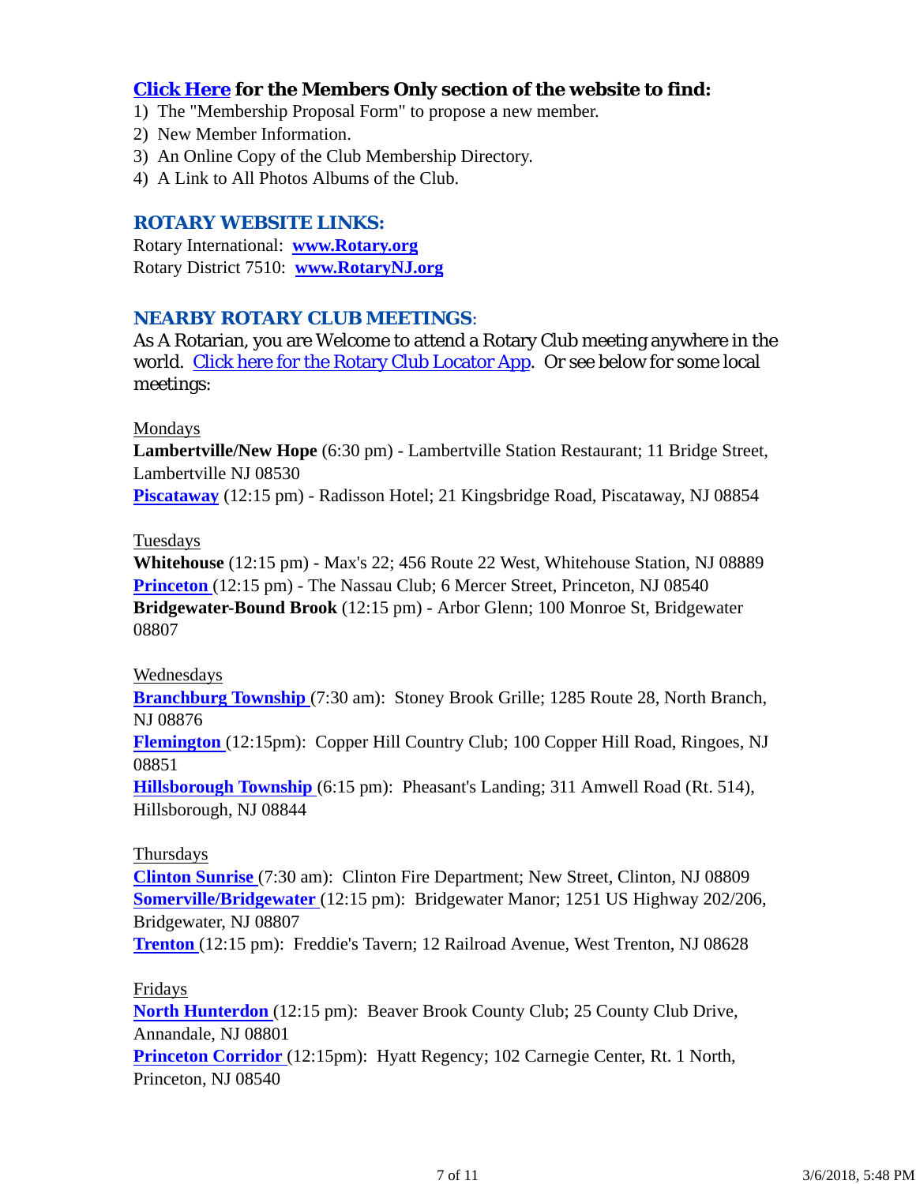**Click Here for the Members Only section of the website to find:**

1) The "Membership Proposal Form" to propose a new member.
2) New Member Information.
3) An Online Copy of the Club Membership Directory.
4) A Link to All Photos Albums of the Club.

## ROTARY WEBSITE LINKS:

Rotary International: **www.Rotary.org**
Rotary District 7510: **www.RotaryNJ.org**

## NEARBY ROTARY CLUB MEETINGS:

As A Rotarian, you are Welcome to attend a Rotary Club meeting anywhere in the world. Click here for the Rotary Club Locator App. Or see below for some local meetings:

Mondays
**Lambertville/New Hope** (6:30 pm) - Lambertville Station Restaurant; 11 Bridge Street, Lambertville NJ 08530
**Piscataway** (12:15 pm) - Radisson Hotel; 21 Kingsbridge Road, Piscataway, NJ 08854

Tuesdays
**Whitehouse** (12:15 pm) - Max's 22; 456 Route 22 West, Whitehouse Station, NJ 08889
**Princeton** (12:15 pm) - The Nassau Club; 6 Mercer Street, Princeton, NJ 08540
**Bridgewater-Bound Brook** (12:15 pm) - Arbor Glenn; 100 Monroe St, Bridgewater 08807

Wednesdays
**Branchburg Township** (7:30 am): Stoney Brook Grille; 1285 Route 28, North Branch, NJ 08876
**Flemington** (12:15pm): Copper Hill Country Club; 100 Copper Hill Road, Ringoes, NJ 08851
**Hillsborough Township** (6:15 pm): Pheasant's Landing; 311 Amwell Road (Rt. 514), Hillsborough, NJ 08844

Thursdays
**Clinton Sunrise** (7:30 am): Clinton Fire Department; New Street, Clinton, NJ 08809
**Somerville/Bridgewater** (12:15 pm): Bridgewater Manor; 1251 US Highway 202/206, Bridgewater, NJ 08807
**Trenton** (12:15 pm): Freddie's Tavern; 12 Railroad Avenue, West Trenton, NJ 08628

Fridays
**North Hunterdon** (12:15 pm): Beaver Brook County Club; 25 County Club Drive, Annandale, NJ 08801
**Princeton Corridor** (12:15pm): Hyatt Regency; 102 Carnegie Center, Rt. 1 North, Princeton, NJ 08540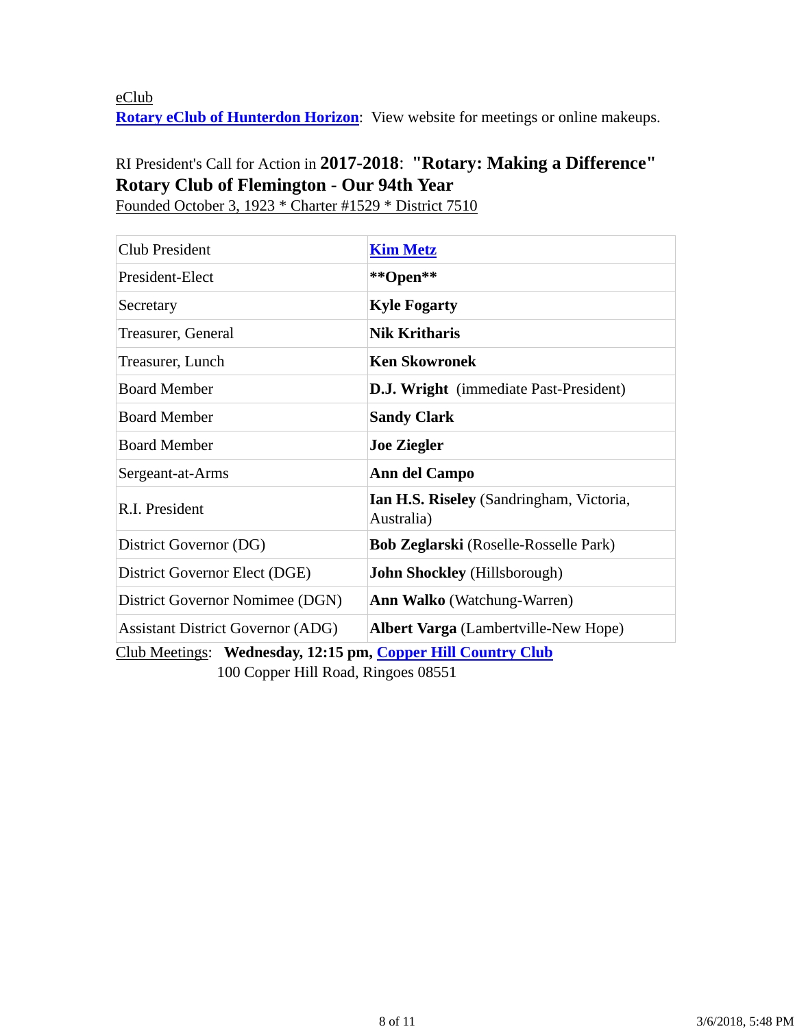eClub

**Rotary eClub of Hunterdon Horizon**: View website for meetings or online makeups.

RI President's Call for Action in **2017-2018**: **"Rotary: Making a Difference"**

**Rotary Club of Flemington - Our 94th Year**

Founded October 3, 1923 * Charter #1529 * District 7510

| | |
|---|---|
| Club President | **Kim Metz** |
| President-Elect | **\*\*Open\*\*** |
| Secretary | **Kyle Fogarty** |
| Treasurer, General | **Nik Kritharis** |
| Treasurer, Lunch | **Ken Skowronek** |
| Board Member | **D.J. Wright** (immediate Past-President) |
| Board Member | **Sandy Clark** |
| Board Member | **Joe Ziegler** |
| Sergeant-at-Arms | **Ann del Campo** |
| R.I. President | **Ian H.S. Riseley** (Sandringham, Victoria, Australia) |
| District Governor (DG) | **Bob Zeglarski** (Roselle-Rosselle Park) |
| District Governor Elect (DGE) | **John Shockley** (Hillsborough) |
| District Governor Nominee (DGN) | **Ann Walko** (Watchung-Warren) |
| Assistant District Governor (ADG) | **Albert Varga** (Lambertville-New Hope) |

Club Meetings: **Wednesday, 12:15 pm, Copper Hill Country Club**
100 Copper Hill Road, Ringoes 08551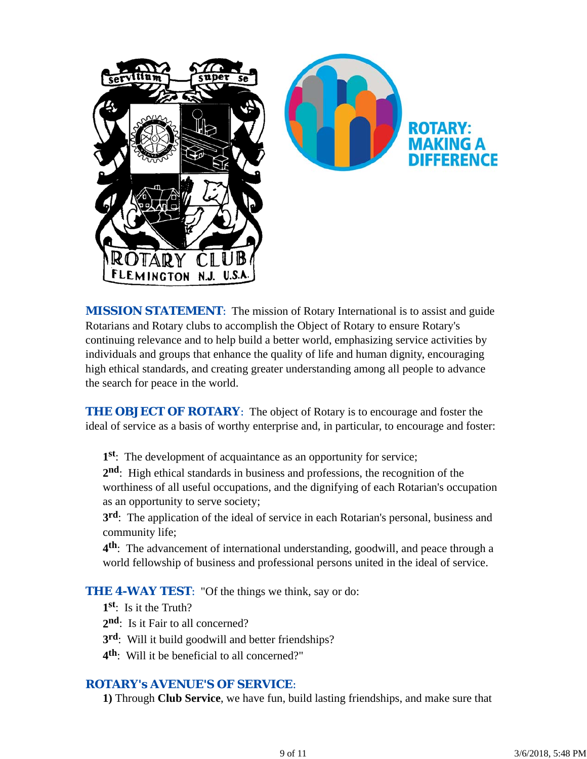**MISSION STATEMENT**: The mission of Rotary International is to assist and guide Rotarians and Rotary clubs to accomplish the Object of Rotary to ensure Rotary's continuing relevance and to help build a better world, emphasizing service activities by individuals and groups that enhance the quality of life and human dignity, encouraging high ethical standards, and creating greater understanding among all people to advance the search for peace in the world.

**THE OBJECT OF ROTARY**: The object of Rotary is to encourage and foster the ideal of service as a basis of worthy enterprise and, in particular, to encourage and foster:

**1st**: The development of acquaintance as an opportunity for service;
**2nd**: High ethical standards in business and professions, the recognition of the worthiness of all useful occupations, and the dignifying of each Rotarian's occupation as an opportunity to serve society;
**3rd**: The application of the ideal of service in each Rotarian's personal, business and community life;
**4th**: The advancement of international understanding, goodwill, and peace through a world fellowship of business and professional persons united in the ideal of service.

**THE 4-WAY TEST**: "Of the things we think, say or do:
**1st**: Is it the Truth?
**2nd**: Is it Fair to all concerned?
**3rd**: Will it build goodwill and better friendships?
**4th**: Will it be beneficial to all concerned?"

**ROTARY's AVENUE'S OF SERVICE**:
**1)** Through **Club Service**, we have fun, build lasting friendships, and make sure that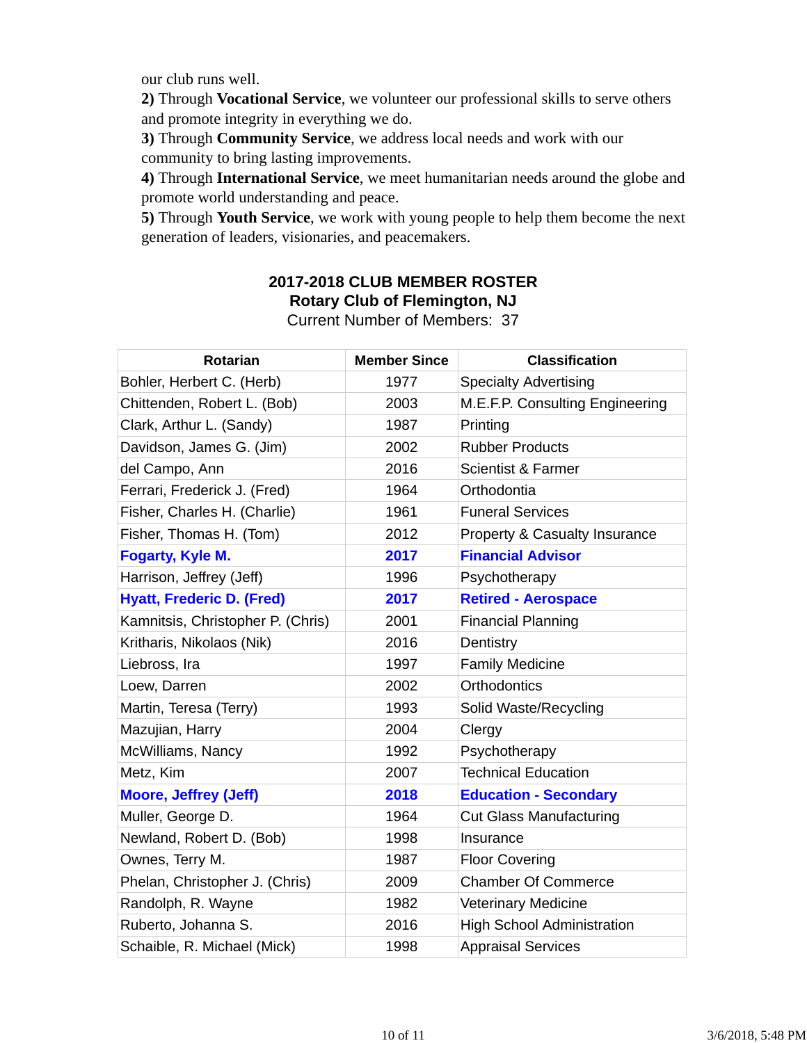our club runs well.

**2)** Through **Vocational Service**, we volunteer our professional skills to serve others and promote integrity in everything we do.

**3)** Through **Community Service**, we address local needs and work with our community to bring lasting improvements.

**4)** Through **International Service**, we meet humanitarian needs around the globe and promote world understanding and peace.

**5)** Through **Youth Service**, we work with young people to help them become the next generation of leaders, visionaries, and peacemakers.

## 2017-2018 CLUB MEMBER ROSTER

**Rotary Club of Flemington, NJ**

Current Number of Members: 37

| Rotarian | Member Since | Classification |
|---|---|---|
| Bohler, Herbert C. (Herb) | 1977 | Specialty Advertising |
| Chittenden, Robert L. (Bob) | 2003 | M.E.F.P. Consulting Engineering |
| Clark, Arthur L. (Sandy) | 1987 | Printing |
| Davidson, James G. (Jim) | 2002 | Rubber Products |
| del Campo, Ann | 2016 | Scientist & Farmer |
| Ferrari, Frederick J. (Fred) | 1964 | Orthodontia |
| Fisher, Charles H. (Charlie) | 1961 | Funeral Services |
| Fisher, Thomas H. (Tom) | 2012 | Property & Casualty Insurance |
| **Fogarty, Kyle M.** | **2017** | **Financial Advisor** |
| Harrison, Jeffrey (Jeff) | 1996 | Psychotherapy |
| **Hyatt, Frederic D. (Fred)** | **2017** | **Retired - Aerospace** |
| Kamnitsis, Christopher P. (Chris) | 2001 | Financial Planning |
| Kritharis, Nikolaos (Nik) | 2016 | Dentistry |
| Liebross, Ira | 1997 | Family Medicine |
| Loew, Darren | 2002 | Orthodontics |
| Martin, Teresa (Terry) | 1993 | Solid Waste/Recycling |
| Mazujian, Harry | 2004 | Clergy |
| McWilliams, Nancy | 1992 | Psychotherapy |
| Metz, Kim | 2007 | Technical Education |
| **Moore, Jeffrey (Jeff)** | **2018** | **Education - Secondary** |
| Muller, George D. | 1964 | Cut Glass Manufacturing |
| Newland, Robert D. (Bob) | 1998 | Insurance |
| Ownes, Terry M. | 1987 | Floor Covering |
| Phelan, Christopher J. (Chris) | 2009 | Chamber Of Commerce |
| Randolph, R. Wayne | 1982 | Veterinary Medicine |
| Ruberto, Johanna S. | 2016 | High School Administration |
| Schaible, R. Michael (Mick) | 1998 | Appraisal Services |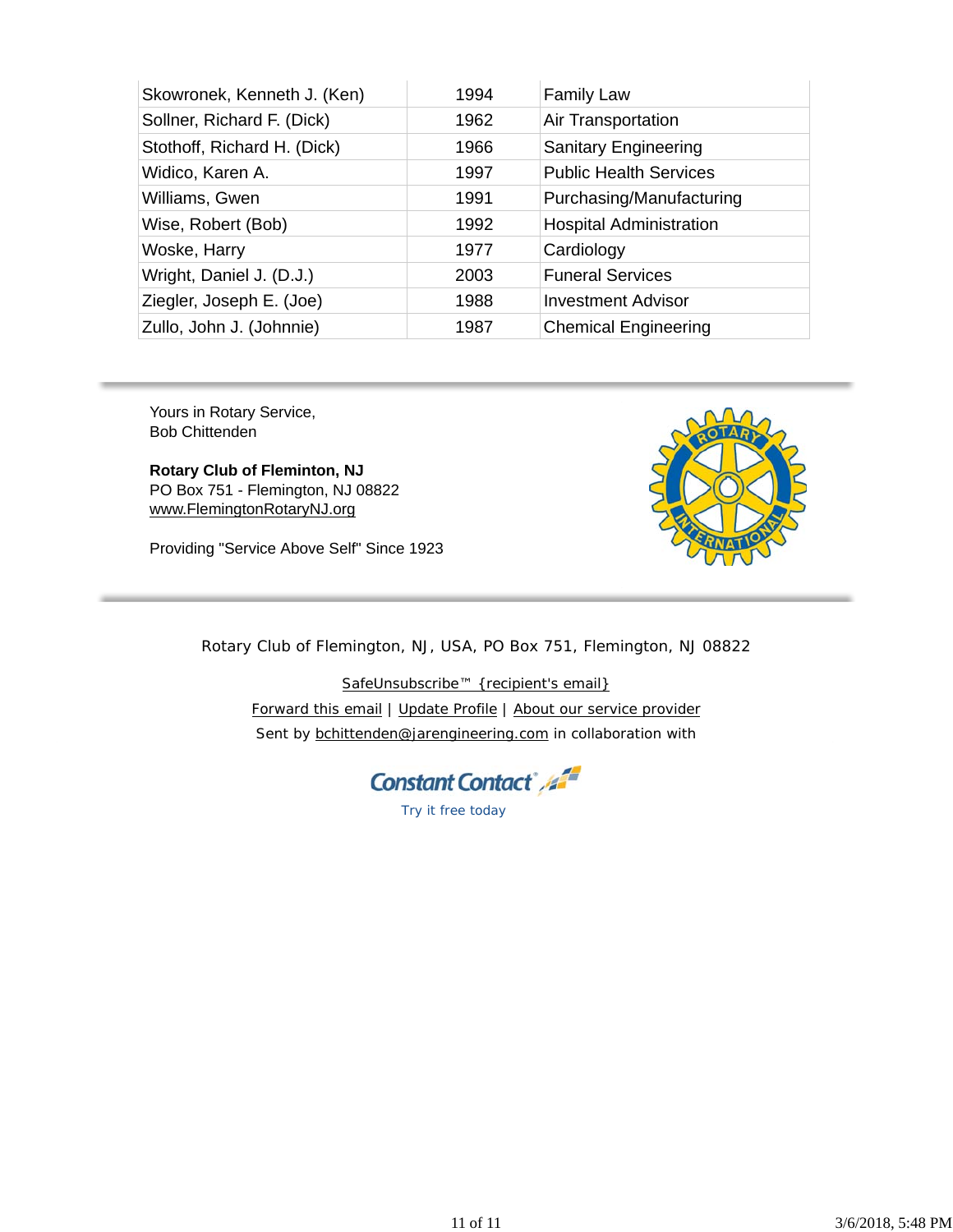| | | |
|---|---|---|
| Skowronek, Kenneth J. (Ken) | 1994 | Family Law |
| Sollner, Richard F. (Dick) | 1962 | Air Transportation |
| Stothoff, Richard H. (Dick) | 1966 | Sanitary Engineering |
| Widico, Karen A. | 1997 | Public Health Services |
| Williams, Gwen | 1991 | Purchasing/Manufacturing |
| Wise, Robert (Bob) | 1992 | Hospital Administration |
| Woske, Harry | 1977 | Cardiology |
| Wright, Daniel J. (D.J.) | 2003 | Funeral Services |
| Ziegler, Joseph E. (Joe) | 1988 | Investment Advisor |
| Zullo, John J. (Johnnie) | 1987 | Chemical Engineering |

Yours in Rotary Service,
Bob Chittenden

**Rotary Club of Fleminton, NJ**
PO Box 751 - Flemington, NJ 08822
www.FlemingtonRotaryNJ.org

Providing "Service Above Self" Since 1923

Rotary Club of Flemington, NJ, USA, PO Box 751, Flemington, NJ 08822

SafeUnsubscribe™ {recipient's email}

Forward this email | Update Profile | About our service provider

Sent by bchittenden@jarengineering.com in collaboration with

Constant Contact

Try it free today